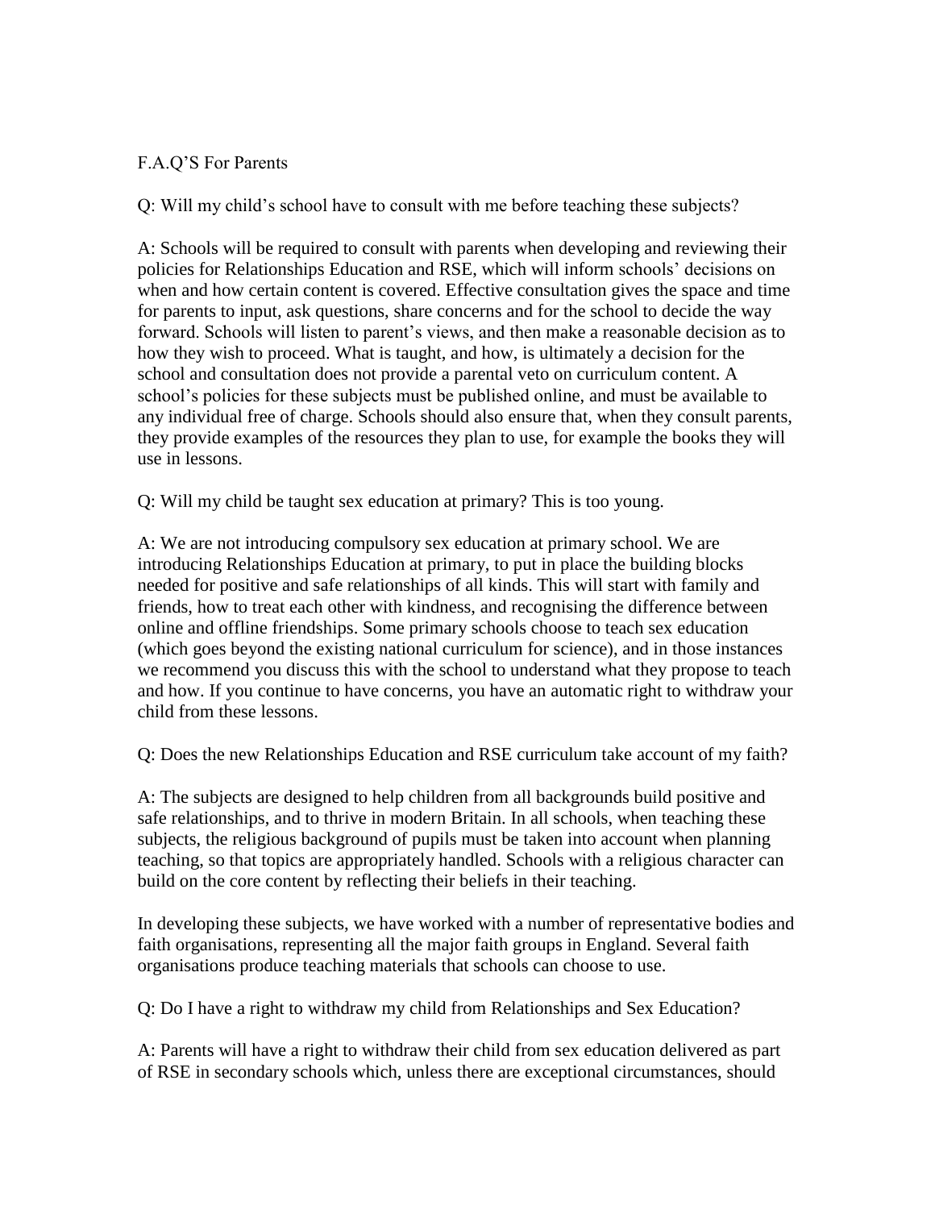# F.A.Q'S For Parents

**Q: Will my child's school have to consult with me before teaching these subjects?**

A: Schools will be required to consult with parents when developing and reviewing their policies for Relationships Education and RSE, which will inform schools' decisions on when and how certain content is covered. Effective consultation gives the space and time for parents to input, ask questions, share concerns and for the school to decide the way forward. Schools will listen to parent's views, and then make a reasonable decision as to how they wish to proceed. What is taught, and how, is ultimately a decision for the school and consultation does not provide a parental veto on curriculum content. A school's policies for these subjects must be published online, and must be available to any individual free of charge. Schools should also ensure that, when they consult parents, they provide examples of the resources they plan to use, for example the books they will use in lessons.

**Q: Will my child be taught sex education at primary? This is too young.**

A: We are not introducing compulsory sex education at primary school. We are introducing Relationships Education at primary, to put in place the building blocks needed for positive and safe relationships of all kinds. This will start with family and friends, how to treat each other with kindness, and recognising the difference between online and offline friendships. Some primary schools choose to teach sex education (which goes beyond the existing national curriculum for science), and in those instances we recommend you discuss this with the school to understand what they propose to teach and how. If you continue to have concerns, you have an automatic right to withdraw your child from these lessons.

**Q: Does the new Relationships Education and RSE curriculum take account of my faith?**

A: The subjects are designed to help children from all backgrounds build positive and safe relationships, and to thrive in modern Britain. In all schools, when teaching these subjects, the religious background of pupils must be taken into account when planning teaching, so that topics are appropriately handled. Schools with a religious character can build on the core content by reflecting their beliefs in their teaching.

In developing these subjects, we have worked with a number of representative bodies and faith organisations, representing all the major faith groups in England. Several faith organisations produce teaching materials that schools can choose to use.

**Q: Do I have a right to withdraw my child from Relationships and Sex Education?**

A: Parents will have a right to withdraw their child from sex education delivered as part of RSE in secondary schools which, unless there are exceptional circumstances, should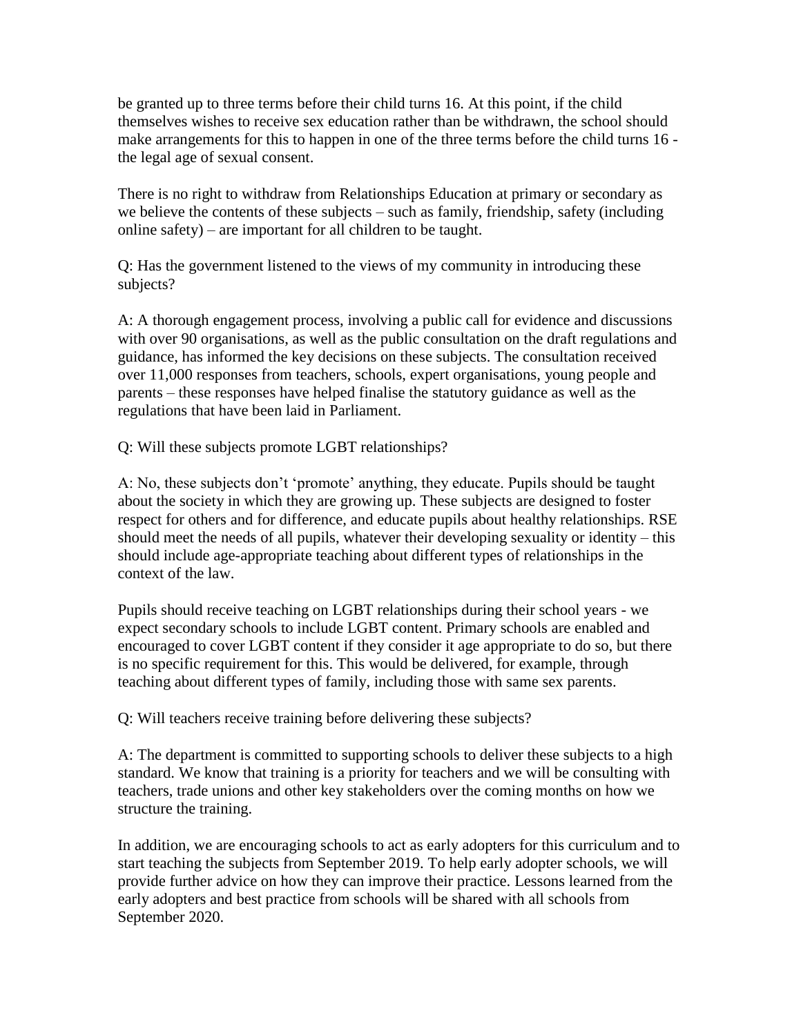be granted up to three terms before their child turns 16. At this point, if the child themselves wishes to receive sex education rather than be withdrawn, the school should make arrangements for this to happen in one of the three terms before the child turns 16 - the legal age of sexual consent.

There is no right to withdraw from Relationships Education at primary or secondary as we believe the contents of these subjects – such as family, friendship, safety (including online safety) – are important for all children to be taught.

Q: Has the government listened to the views of my community in introducing these subjects?

A: A thorough engagement process, involving a public call for evidence and discussions with over 90 organisations, as well as the public consultation on the draft regulations and guidance, has informed the key decisions on these subjects. The consultation received over 11,000 responses from teachers, schools, expert organisations, young people and parents – these responses have helped finalise the statutory guidance as well as the regulations that have been laid in Parliament.

Q: Will these subjects promote LGBT relationships?

A: No, these subjects don't 'promote' anything, they educate. Pupils should be taught about the society in which they are growing up. These subjects are designed to foster respect for others and for difference, and educate pupils about healthy relationships. RSE should meet the needs of all pupils, whatever their developing sexuality or identity – this should include age-appropriate teaching about different types of relationships in the context of the law.

Pupils should receive teaching on LGBT relationships during their school years - we expect secondary schools to include LGBT content. Primary schools are enabled and encouraged to cover LGBT content if they consider it age appropriate to do so, but there is no specific requirement for this. This would be delivered, for example, through teaching about different types of family, including those with same sex parents.

Q: Will teachers receive training before delivering these subjects?

A: The department is committed to supporting schools to deliver these subjects to a high standard. We know that training is a priority for teachers and we will be consulting with teachers, trade unions and other key stakeholders over the coming months on how we structure the training.

In addition, we are encouraging schools to act as early adopters for this curriculum and to start teaching the subjects from September 2019. To help early adopter schools, we will provide further advice on how they can improve their practice. Lessons learned from the early adopters and best practice from schools will be shared with all schools from September 2020.